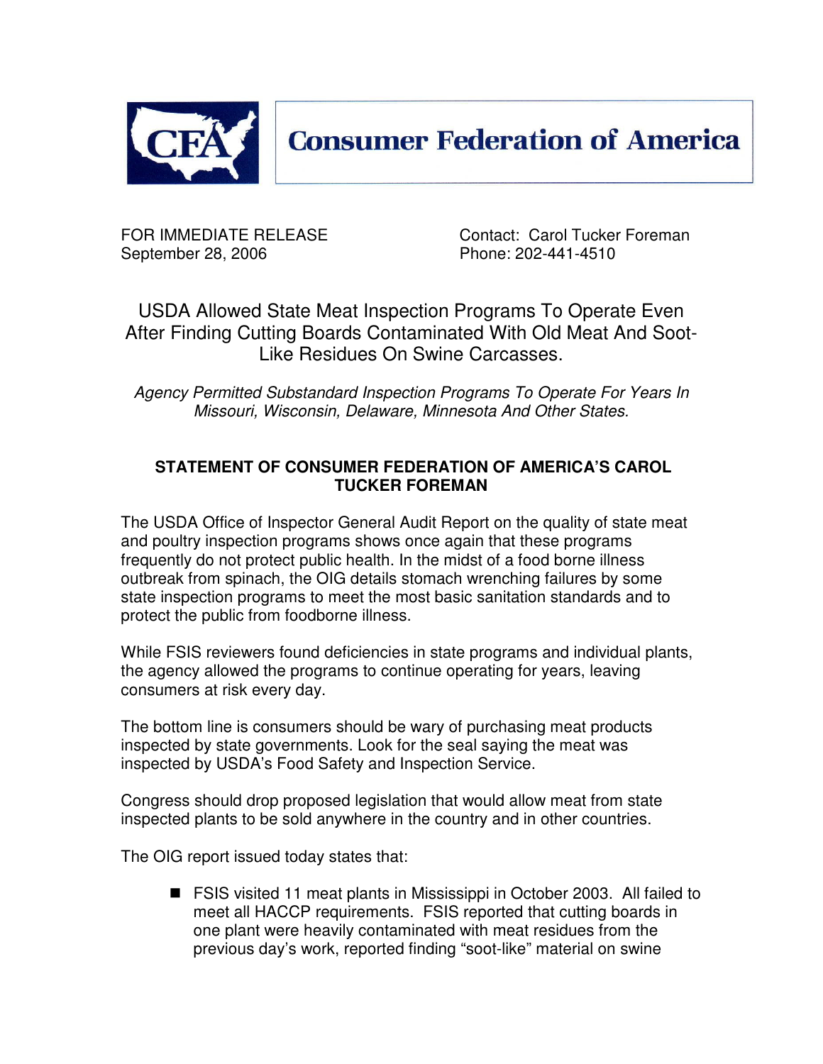# Consumer Federation of America

FOR IMMEDIATE RELEASE
September 28, 2006

Contact: Carol Tucker Foreman
Phone: 202-441-4510

## USDA Allowed State Meat Inspection Programs To Operate Even After Finding Cutting Boards Contaminated With Old Meat And Soot-Like Residues On Swine Carcasses.

*Agency Permitted Substandard Inspection Programs To Operate For Years In Missouri, Wisconsin, Delaware, Minnesota And Other States.*

### STATEMENT OF CONSUMER FEDERATION OF AMERICA'S CAROL TUCKER FOREMAN

The USDA Office of Inspector General Audit Report on the quality of state meat and poultry inspection programs shows once again that these programs frequently do not protect public health. In the midst of a food borne illness outbreak from spinach, the OIG details stomach wrenching failures by some state inspection programs to meet the most basic sanitation standards and to protect the public from foodborne illness.

While FSIS reviewers found deficiencies in state programs and individual plants, the agency allowed the programs to continue operating for years, leaving consumers at risk every day.

The bottom line is consumers should be wary of purchasing meat products inspected by state governments. Look for the seal saying the meat was inspected by USDA's Food Safety and Inspection Service.

Congress should drop proposed legislation that would allow meat from state inspected plants to be sold anywhere in the country and in other countries.

The OIG report issued today states that:

- FSIS visited 11 meat plants in Mississippi in October 2003. All failed to meet all HACCP requirements. FSIS reported that cutting boards in one plant were heavily contaminated with meat residues from the previous day's work, reported finding "soot-like" material on swine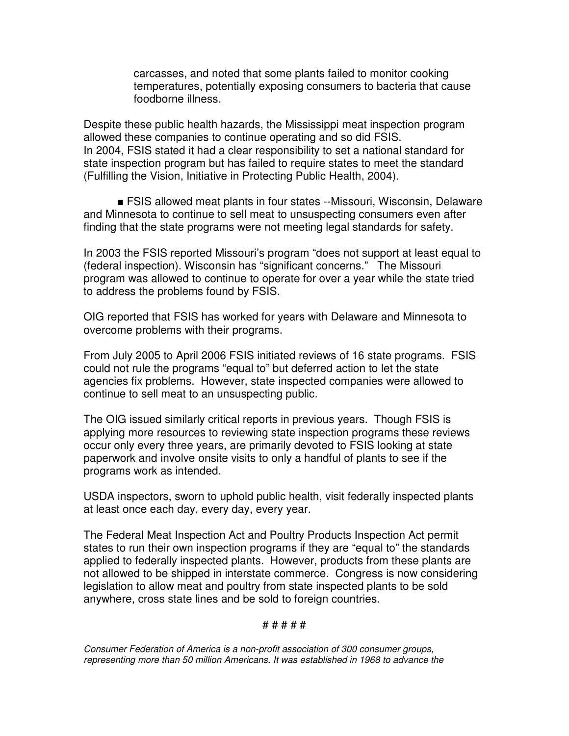carcasses, and noted that some plants failed to monitor cooking temperatures, potentially exposing consumers to bacteria that cause foodborne illness.

Despite these public health hazards, the Mississippi meat inspection program allowed these companies to continue operating and so did FSIS.
In 2004, FSIS stated it had a clear responsibility to set a national standard for state inspection program but has failed to require states to meet the standard (Fulfilling the Vision, Initiative in Protecting Public Health, 2004).

■ FSIS allowed meat plants in four states --Missouri, Wisconsin, Delaware and Minnesota to continue to sell meat to unsuspecting consumers even after finding that the state programs were not meeting legal standards for safety.

In 2003 the FSIS reported Missouri's program "does not support at least equal to (federal inspection). Wisconsin has "significant concerns." The Missouri program was allowed to continue to operate for over a year while the state tried to address the problems found by FSIS.

OIG reported that FSIS has worked for years with Delaware and Minnesota to overcome problems with their programs.

From July 2005 to April 2006 FSIS initiated reviews of 16 state programs. FSIS could not rule the programs "equal to" but deferred action to let the state agencies fix problems. However, state inspected companies were allowed to continue to sell meat to an unsuspecting public.

The OIG issued similarly critical reports in previous years. Though FSIS is applying more resources to reviewing state inspection programs these reviews occur only every three years, are primarily devoted to FSIS looking at state paperwork and involve onsite visits to only a handful of plants to see if the programs work as intended.

USDA inspectors, sworn to uphold public health, visit federally inspected plants at least once each day, every day, every year.

The Federal Meat Inspection Act and Poultry Products Inspection Act permit states to run their own inspection programs if they are "equal to" the standards applied to federally inspected plants. However, products from these plants are not allowed to be shipped in interstate commerce. Congress is now considering legislation to allow meat and poultry from state inspected plants to be sold anywhere, cross state lines and be sold to foreign countries.

# # # # #

*Consumer Federation of America is a non-profit association of 300 consumer groups, representing more than 50 million Americans. It was established in 1968 to advance the*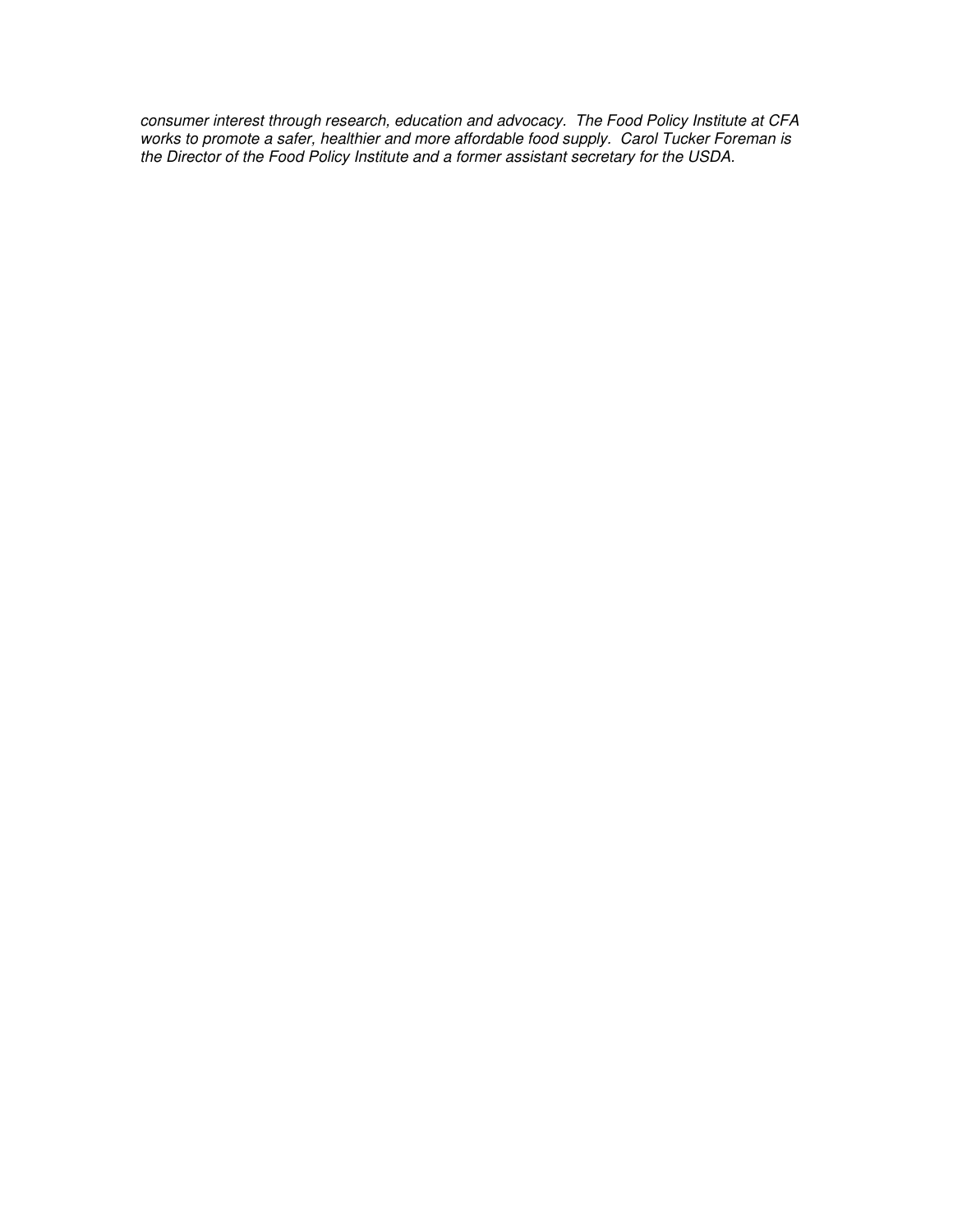*consumer interest through research, education and advocacy. The Food Policy Institute at CFA works to promote a safer, healthier and more affordable food supply. Carol Tucker Foreman is the Director of the Food Policy Institute and a former assistant secretary for the USDA.*